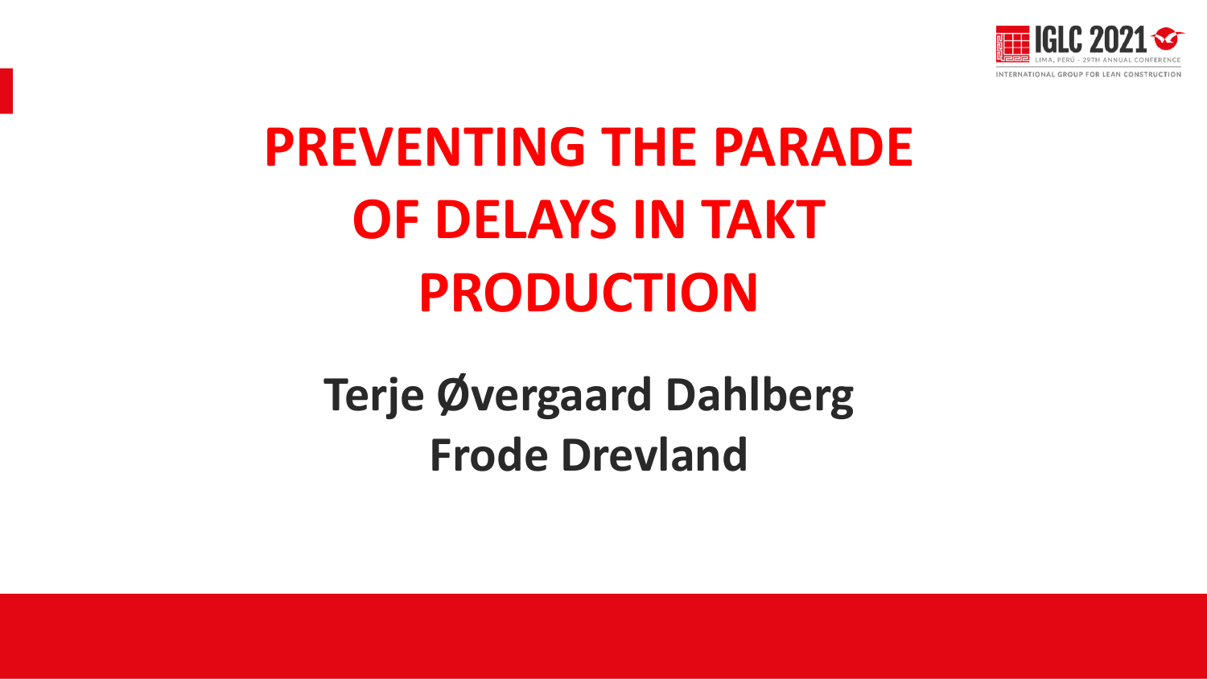# PREVENTING THE PARADE OF DELAYS IN TAKT PRODUCTION

**Terje Øvergaard Dahlberg**
**Frode Drevland**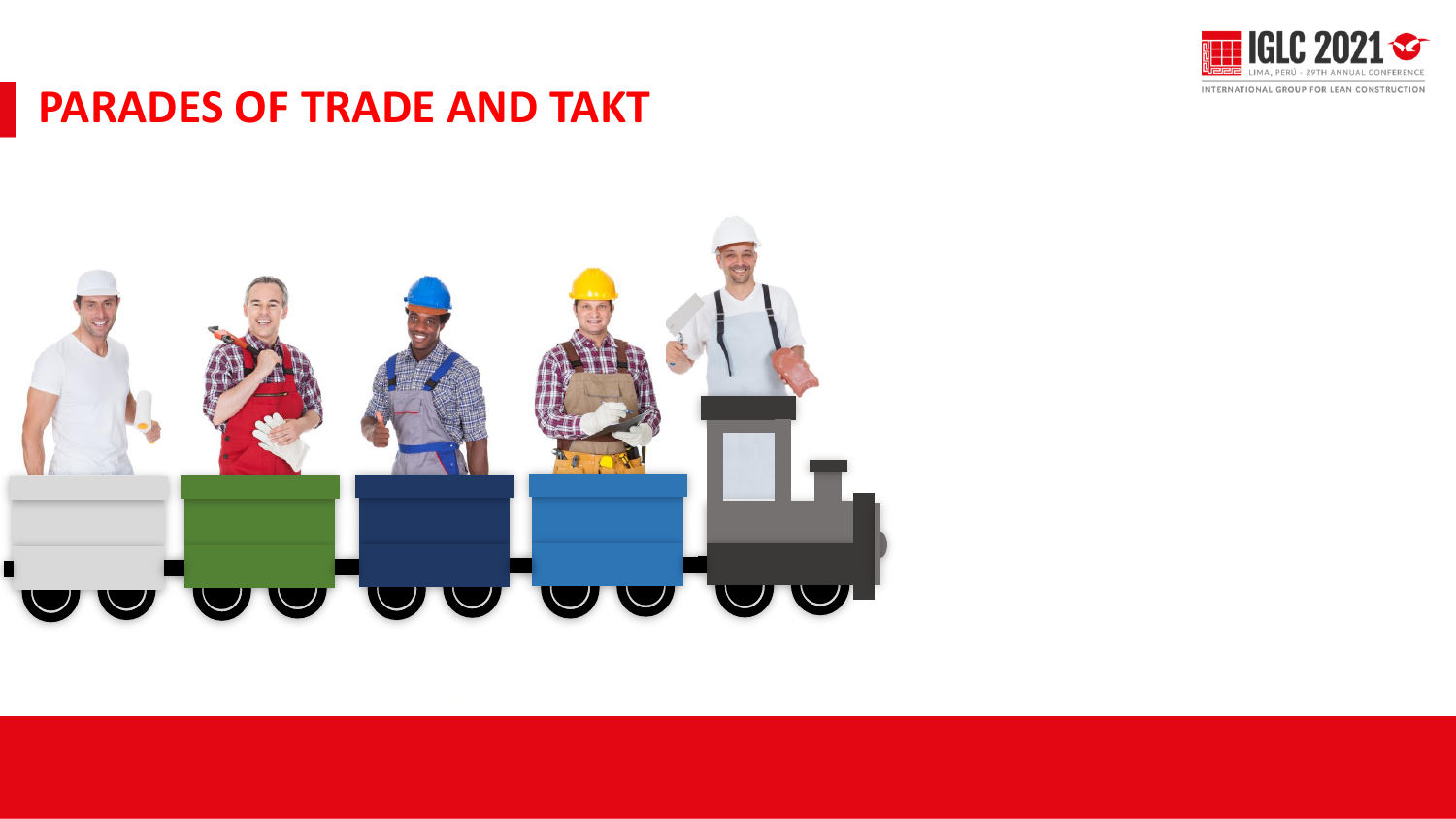# PARADES OF TRADE AND TAKT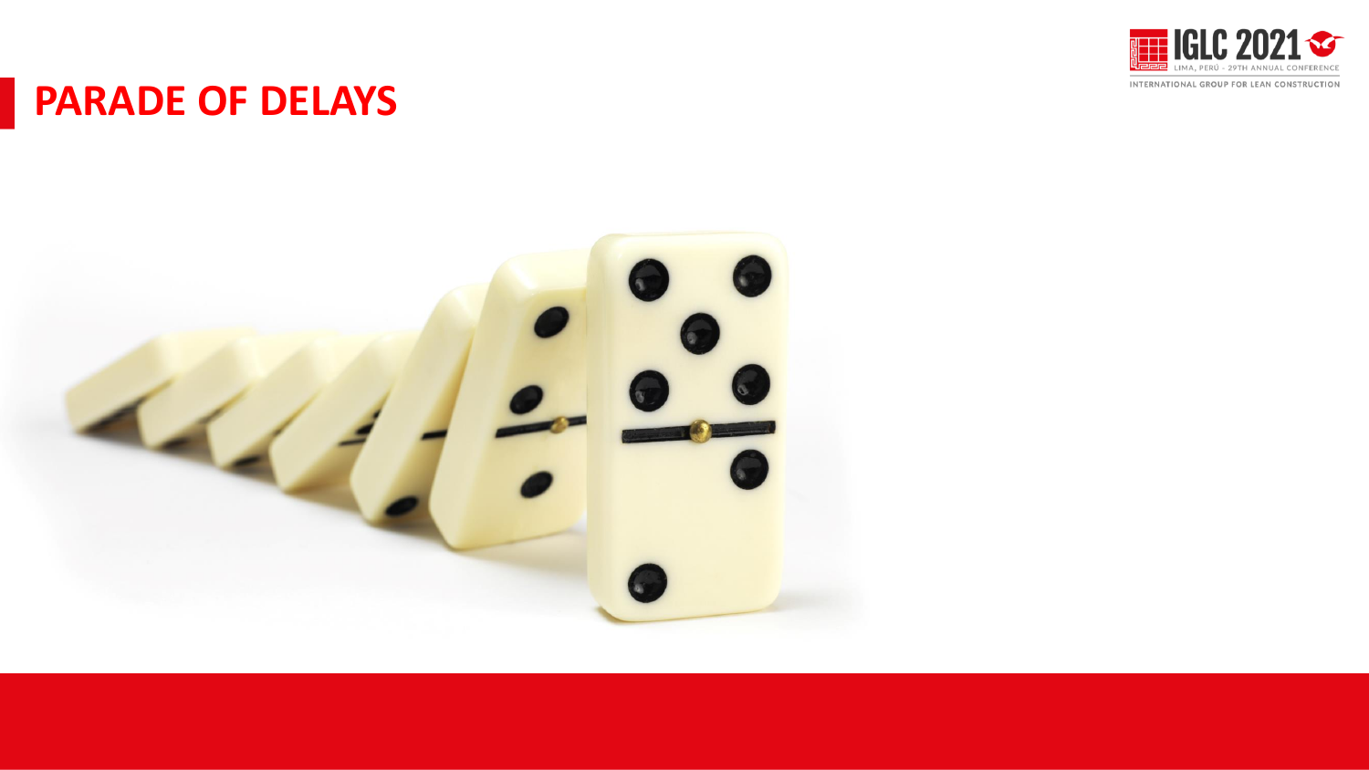# PARADE OF DELAYS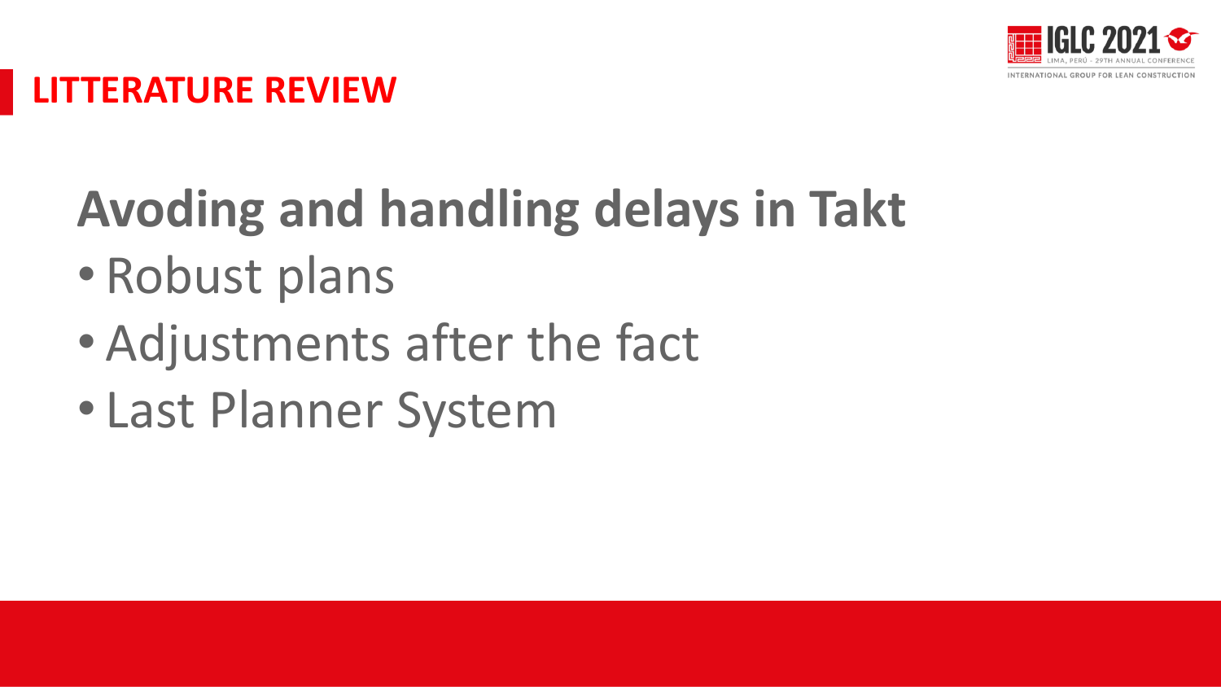# LITTERATURE REVIEW

## Avoding and handling delays in Takt

- Robust plans
- Adjustments after the fact
- Last Planner System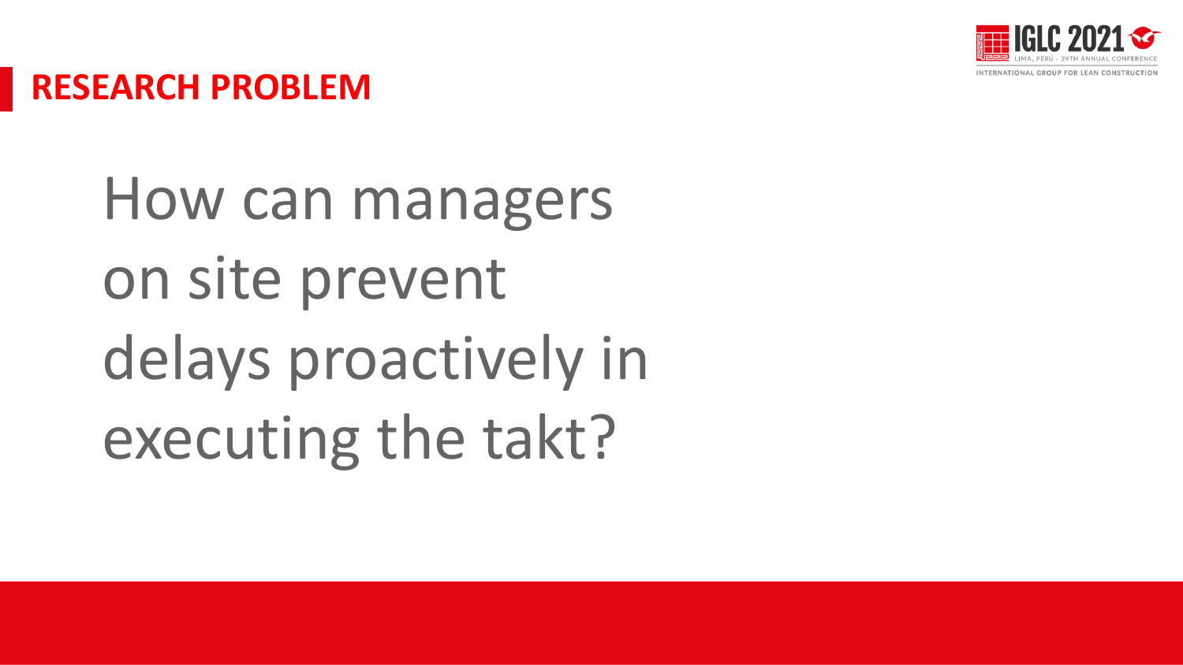## RESEARCH PROBLEM

How can managers on site prevent delays proactively in executing the takt?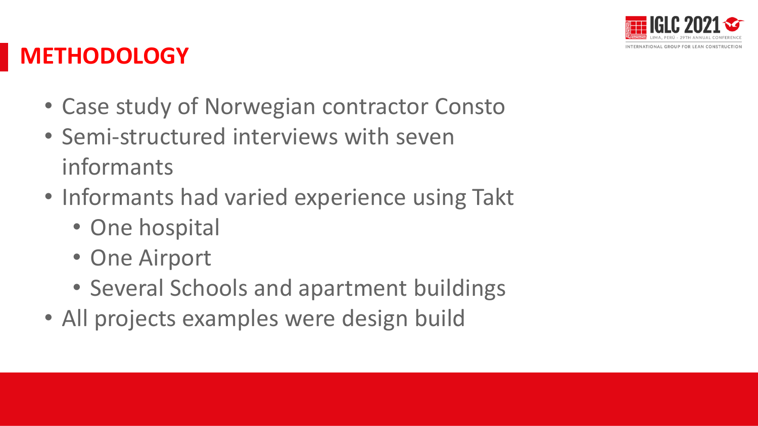# METHODOLOGY

- Case study of Norwegian contractor Consto
- Semi-structured interviews with seven informants
- Informants had varied experience using Takt
  - One hospital
  - One Airport
  - Several Schools and apartment buildings
- All projects examples were design build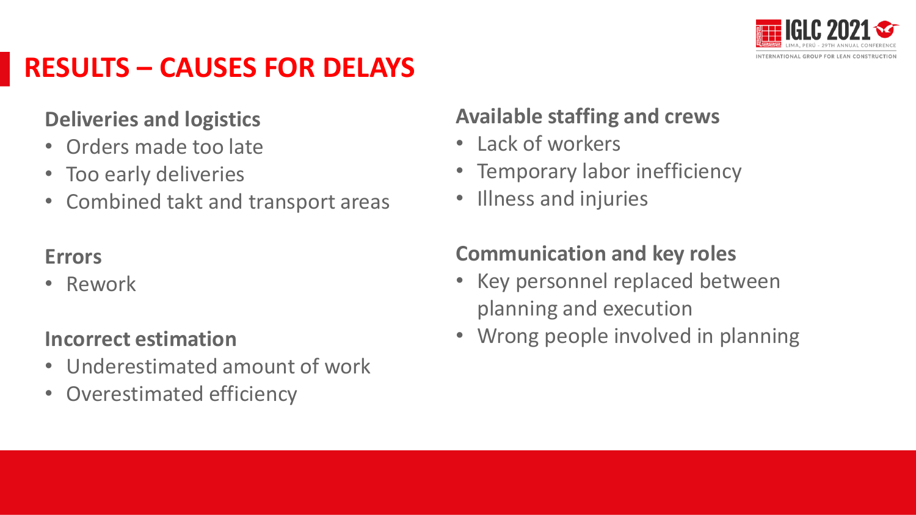# RESULTS – CAUSES FOR DELAYS

### Deliveries and logistics

- Orders made too late
- Too early deliveries
- Combined takt and transport areas

### Errors

- Rework

### Incorrect estimation

- Underestimated amount of work
- Overestimated efficiency

### Available staffing and crews

- Lack of workers
- Temporary labor inefficiency
- Illness and injuries

### Communication and key roles

- Key personnel replaced between planning and execution
- Wrong people involved in planning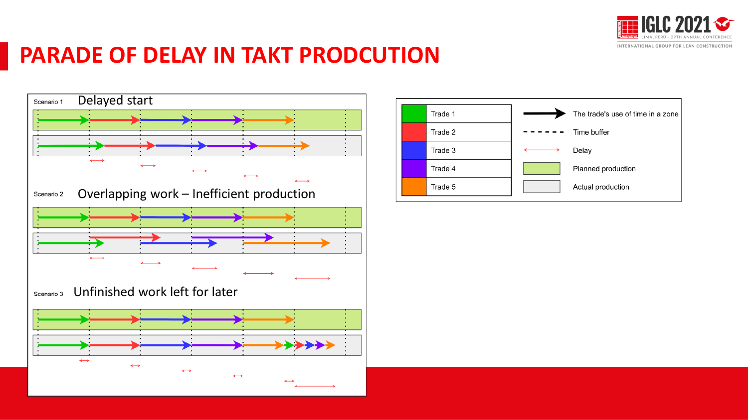# PARADE OF DELAY IN TAKT PRODCUTION

Scenario 1 Delayed start

Scenario 2 Overlapping work – Inefficient production

Scenario 3 Unfinished work left for later

| | |
|---|---|
| Trade 1 | The trade's use of time in a zone |
| Trade 2 | Time buffer |
| Trade 3 | Delay |
| Trade 4 | Planned production |
| Trade 5 | Actual production |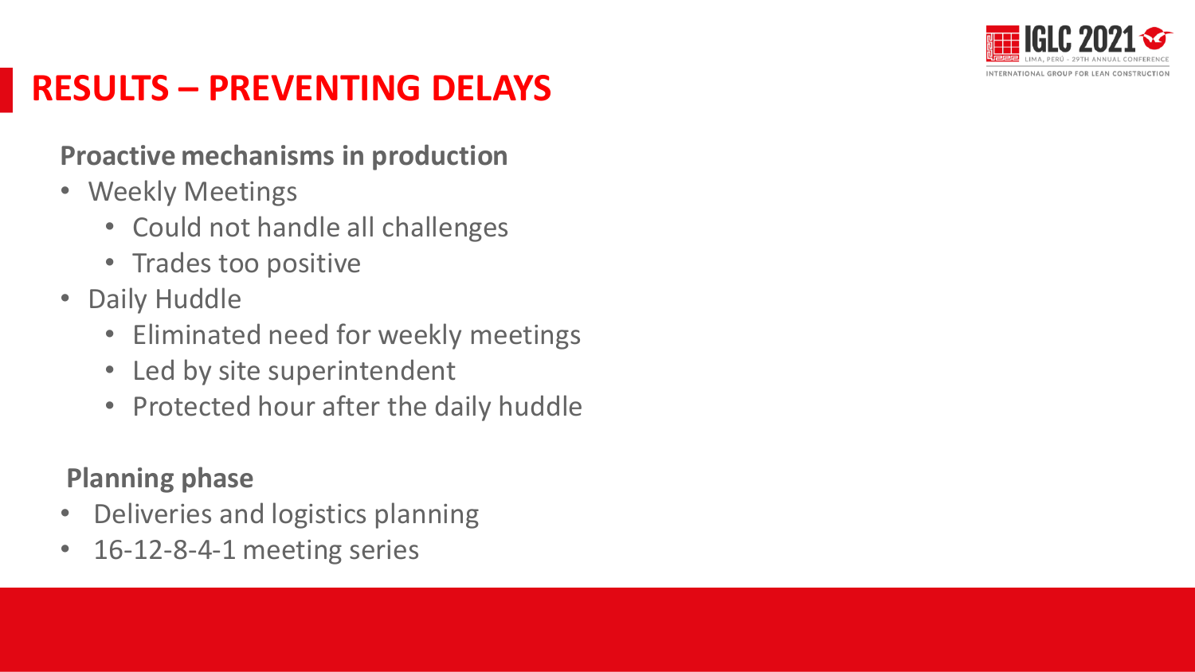# RESULTS – PREVENTING DELAYS

**Proactive mechanisms in production**

- Weekly Meetings
  - Could not handle all challenges
  - Trades too positive
- Daily Huddle
  - Eliminated need for weekly meetings
  - Led by site superintendent
  - Protected hour after the daily huddle

**Planning phase**

- Deliveries and logistics planning
- 16-12-8-4-1 meeting series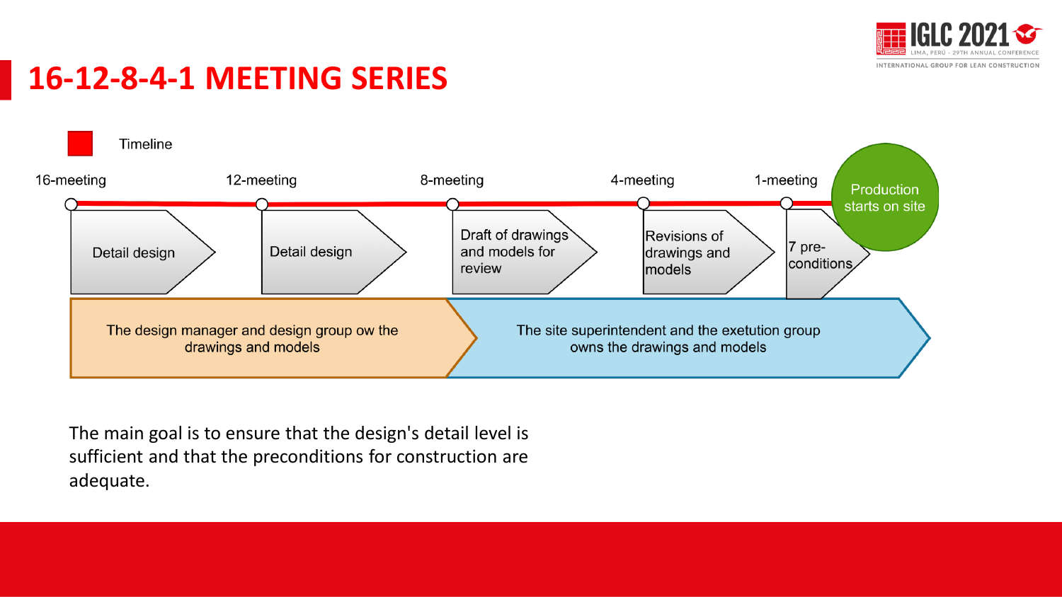# 16-12-8-4-1 MEETING SERIES

Timeline

16-meeting — Detail design

12-meeting — Detail design

8-meeting — Draft of drawings and models for review

4-meeting — Revisions of drawings and models

1-meeting — 7 pre-conditions

Production starts on site

The design manager and design group ow the drawings and models

The site superintendent and the exetution group owns the drawings and models

The main goal is to ensure that the design's detail level is sufficient and that the preconditions for construction are adequate.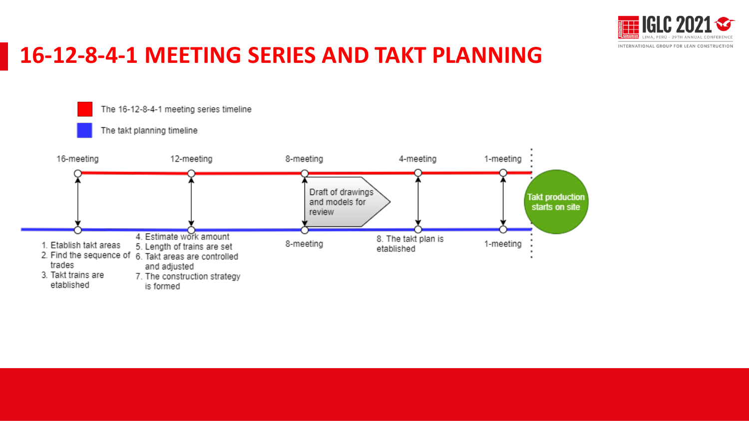# 16-12-8-4-1 MEETING SERIES AND TAKT PLANNING

The 16-12-8-4-1 meeting series timeline

The takt planning timeline

16-meeting

12-meeting

8-meeting

4-meeting

1-meeting

Draft of drawings and models for review

Takt production starts on site

1. Etablish takt areas
2. Find the sequence of trades
3. Takt trains are etablished

4. Estimate work amount
5. Length of trains are set
6. Takt areas are controlled and adjusted
7. The construction strategy is formed

8-meeting

8. The takt plan is etablished

1-meeting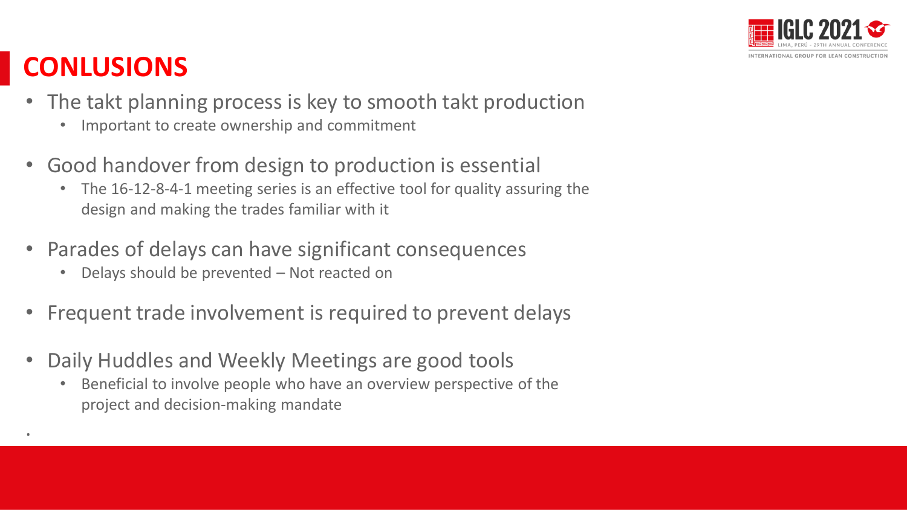# CONLUSIONS

- The takt planning process is key to smooth takt production
  - Important to create ownership and commitment
- Good handover from design to production is essential
  - The 16-12-8-4-1 meeting series is an effective tool for quality assuring the design and making the trades familiar with it
- Parades of delays can have significant consequences
  - Delays should be prevented – Not reacted on
- Frequent trade involvement is required to prevent delays
- Daily Huddles and Weekly Meetings are good tools
  - Beneficial to involve people who have an overview perspective of the project and decision-making mandate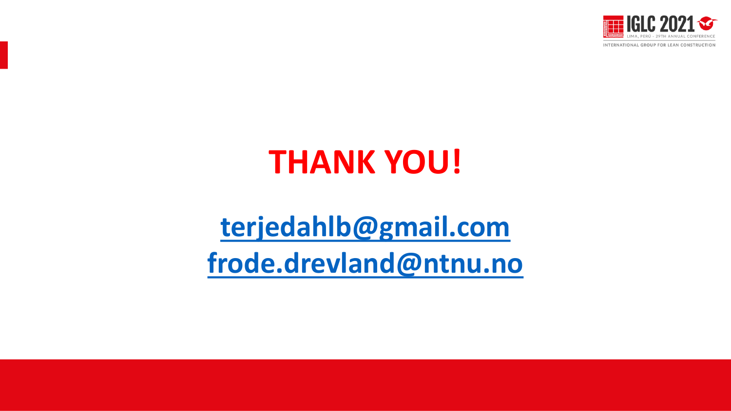# THANK YOU!

terjedahlb@gmail.com

frode.drevland@ntnu.no